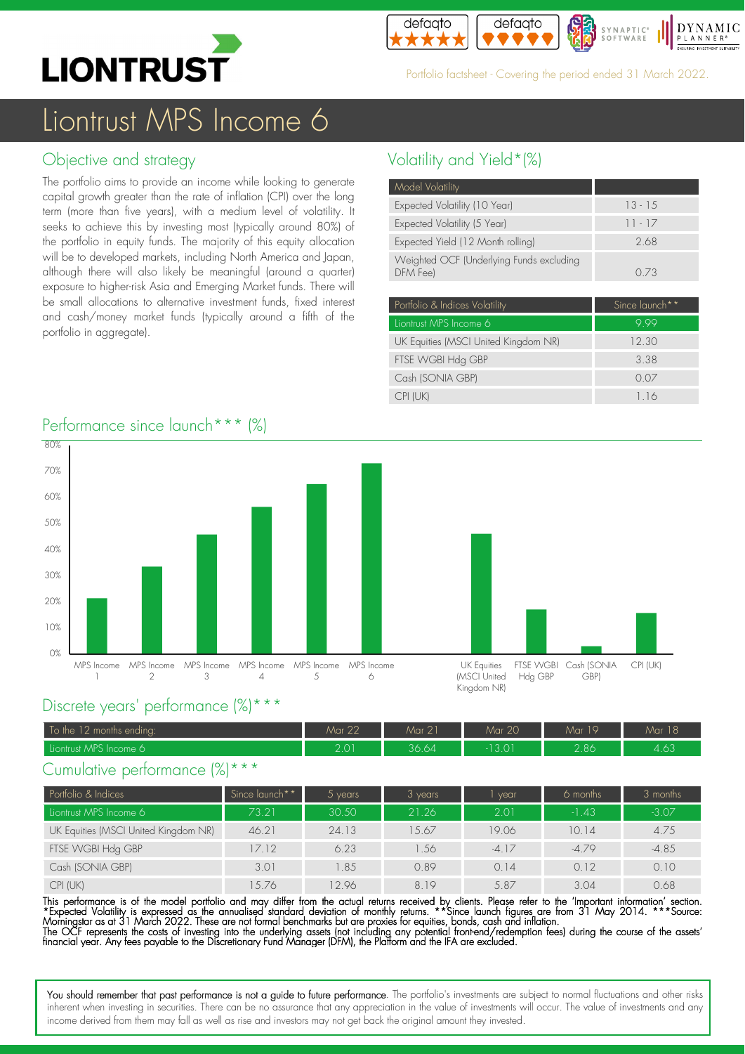# Liontrust MPS Income 6

Portfolio factsheet - Covering the period ended 31 March 2022.

## Objective and strategy

The portfolio aims to provide an income while looking to generate capital growth greater than the rate of inflation (CPI) over the long term (more than five years), with a medium level of volatility. It seeks to achieve this by investing most (typically around 80%) of the portfolio in equity funds. The majority of this equity allocation will be to developed markets, including North America and Japan, although there will also likely be meaningful (around a quarter) exposure to higher-risk Asia and Emerging Market funds. There will be small allocations to alternative investment funds, fixed interest and cash/money market funds (typically around a fifth of the portfolio in aggregate).

## Volatility and Yield*(%)

| Model Volatility | |
|---|---|
| Expected Volatility (10 Year) | 13 - 15 |
| Expected Volatility (5 Year) | 11 - 17 |
| Expected Yield (12 Month rolling) | 2.68 |
| Weighted OCF (Underlying Funds excluding DFM Fee) | 0.73 |

| Portfolio & Indices Volatility | Since launch** |
|---|---|
| Liontrust MPS Income 6 | 9.99 |
| UK Equities (MSCI United Kingdom NR) | 12.30 |
| FTSE WGBI Hdg GBP | 3.38 |
| Cash (SONIA GBP) | 0.07 |
| CPI (UK) | 1.16 |

## Performance since launch*** (%)

(Bar chart: MPS Income 1, MPS Income 2, MPS Income 3, MPS Income 4, MPS Income 5, MPS Income 6, UK Equities (MSCI United Kingdom NR), FTSE WGBI Hdg GBP, Cash (SONIA GBP), CPI (UK); axis 0%–80%)

## Discrete years' performance (%)***

| To the 12 months ending: | Mar 22 | Mar 21 | Mar 20 | Mar 19 | Mar 18 |
|---|---|---|---|---|---|
| Liontrust MPS Income 6 | 2.01 | 36.64 | -13.01 | 2.86 | 4.63 |

## Cumulative performance (%)***

| Portfolio & Indices | Since launch** | 5 years | 3 years | 1 year | 6 months | 3 months |
|---|---|---|---|---|---|---|
| Liontrust MPS Income 6 | 73.21 | 30.50 | 21.26 | 2.01 | -1.43 | -3.07 |
| UK Equities (MSCI United Kingdom NR) | 46.21 | 24.13 | 15.67 | 19.06 | 10.14 | 4.75 |
| FTSE WGBI Hdg GBP | 17.12 | 6.23 | 1.56 | -4.17 | -4.79 | -4.85 |
| Cash (SONIA GBP) | 3.01 | 1.85 | 0.89 | 0.14 | 0.12 | 0.10 |
| CPI (UK) | 15.76 | 12.96 | 8.19 | 5.87 | 3.04 | 0.68 |

This performance is of the model portfolio and may differ from the actual returns received by clients. Please refer to the 'Important information' section. *Expected Volatility is expressed as the annualised standard deviation of monthly returns. **Since launch figures are from 31 May 2014. ***Source: Morningstar as at 31 March 2022. These are not formal benchmarks but are proxies for equities, bonds, cash and inflation.
The OCF represents the costs of investing into the underlying assets (not including any potential front-end/redemption fees) during the course of the assets' financial year. Any fees payable to the Discretionary Fund Manager (DFM), the Platform and the IFA are excluded.

You should remember that past performance is not a guide to future performance. The portfolio's investments are subject to normal fluctuations and other risks inherent when investing in securities. There can be no assurance that any appreciation in the value of investments will occur. The value of investments and any income derived from them may fall as well as rise and investors may not get back the original amount they invested.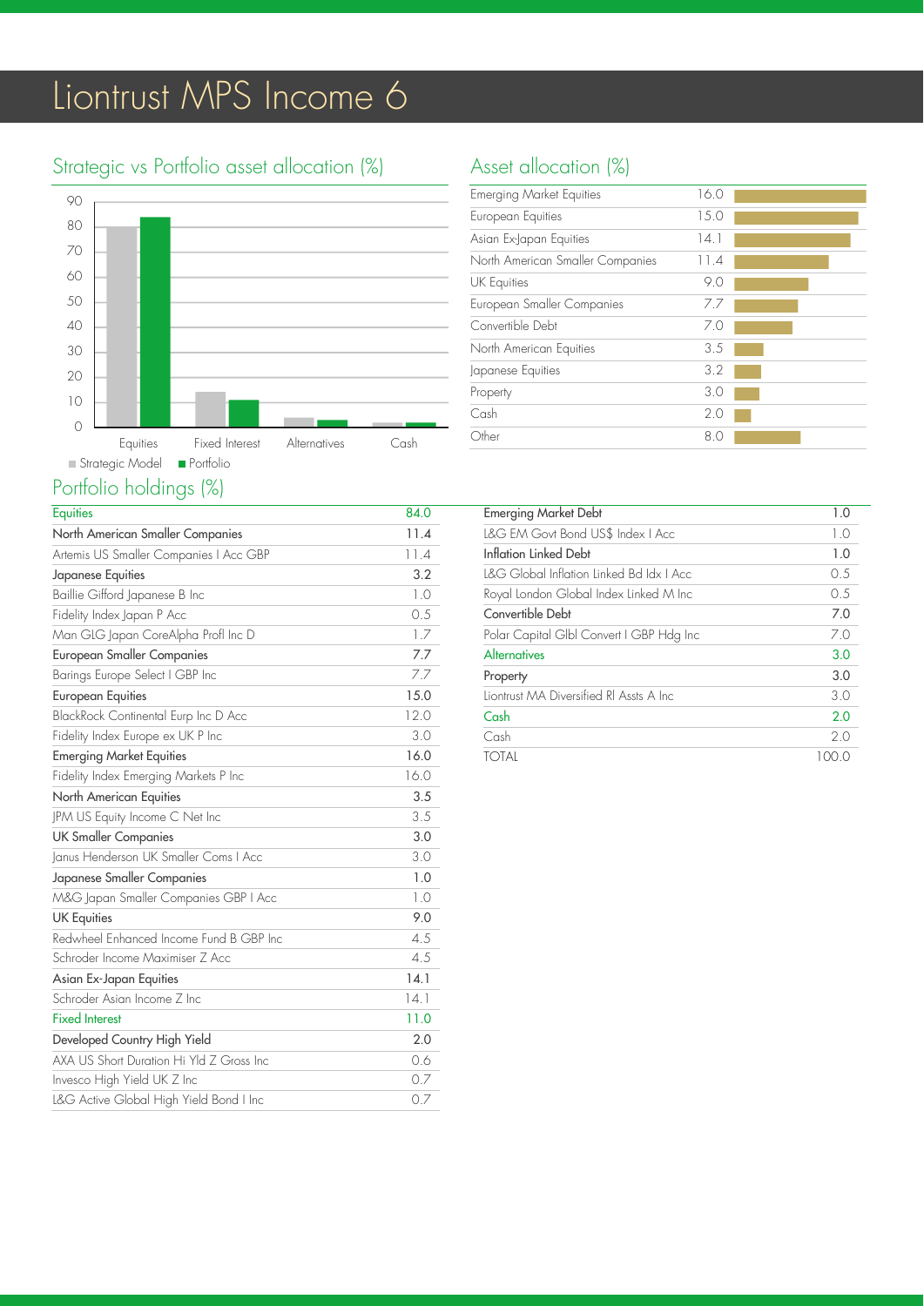# Liontrust MPS Income 6

## Strategic vs Portfolio asset allocation (%)

■ Strategic Model ■ Portfolio

Categories: Equities, Fixed Interest, Alternatives, Cash

## Asset allocation (%)

| Asset | % |
|---|---|
| Emerging Market Equities | 16.0 |
| European Equities | 15.0 |
| Asian Ex-Japan Equities | 14.1 |
| North American Smaller Companies | 11.4 |
| UK Equities | 9.0 |
| European Smaller Companies | 7.7 |
| Convertible Debt | 7.0 |
| North American Equities | 3.5 |
| Japanese Equities | 3.2 |
| Property | 3.0 |
| Cash | 2.0 |
| Other | 8.0 |

## Portfolio holdings (%)

| Holding | % |
|---|---|
| **Equities** | **84.0** |
| **North American Smaller Companies** | **11.4** |
| Artemis US Smaller Companies I Acc GBP | 11.4 |
| **Japanese Equities** | **3.2** |
| Baillie Gifford Japanese B Inc | 1.0 |
| Fidelity Index Japan P Acc | 0.5 |
| Man GLG Japan CoreAlpha Profl Inc D | 1.7 |
| **European Smaller Companies** | **7.7** |
| Barings Europe Select I GBP Inc | 7.7 |
| **European Equities** | **15.0** |
| BlackRock Continental Eurp Inc D Acc | 12.0 |
| Fidelity Index Europe ex UK P Inc | 3.0 |
| **Emerging Market Equities** | **16.0** |
| Fidelity Index Emerging Markets P Inc | 16.0 |
| **North American Equities** | **3.5** |
| JPM US Equity Income C Net Inc | 3.5 |
| **UK Smaller Companies** | **3.0** |
| Janus Henderson UK Smaller Coms I Acc | 3.0 |
| **Japanese Smaller Companies** | **1.0** |
| M&G Japan Smaller Companies GBP I Acc | 1.0 |
| **UK Equities** | **9.0** |
| Redwheel Enhanced Income Fund B GBP Inc | 4.5 |
| Schroder Income Maximiser Z Acc | 4.5 |
| **Asian Ex-Japan Equities** | **14.1** |
| Schroder Asian Income Z Inc | 14.1 |
| **Fixed Interest** | **11.0** |
| **Developed Country High Yield** | **2.0** |
| AXA US Short Duration Hi Yld Z Gross Inc | 0.6 |
| Invesco High Yield UK Z Inc | 0.7 |
| L&G Active Global High Yield Bond I Inc | 0.7 |
| **Emerging Market Debt** | **1.0** |
| L&G EM Govt Bond US$ Index I Acc | 1.0 |
| **Inflation Linked Debt** | **1.0** |
| L&G Global Inflation Linked Bd Idx I Acc | 0.5 |
| Royal London Global Index Linked M Inc | 0.5 |
| **Convertible Debt** | **7.0** |
| Polar Capital Glbl Convert I GBP Hdg Inc | 7.0 |
| **Alternatives** | **3.0** |
| **Property** | **3.0** |
| Liontrust MA Diversified Rl Assts A Inc | 3.0 |
| **Cash** | **2.0** |
| Cash | 2.0 |
| TOTAL | 100.0 |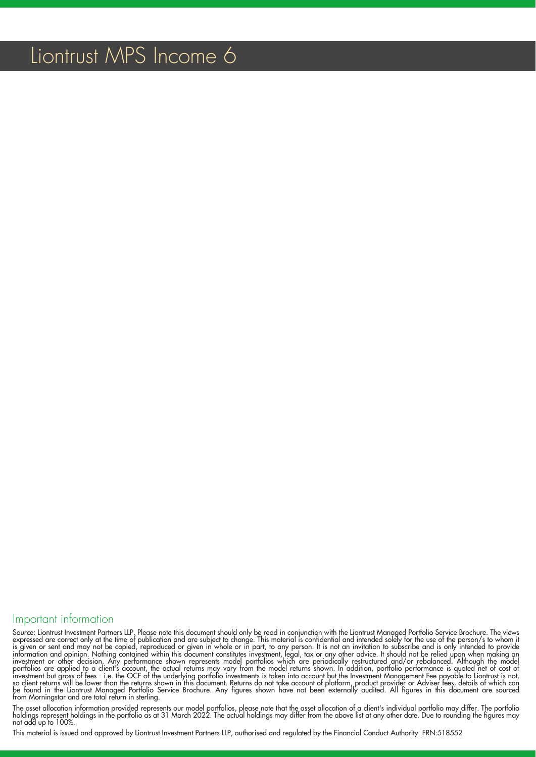# Liontrust MPS Income 6

## Important information

Source: Liontrust Investment Partners LLP. Please note this document should only be read in conjunction with the Liontrust Managed Portfolio Service Brochure. The views expressed are correct only at the time of publication and are subject to change. This material is confidential and intended solely for the use of the person/s to whom it is given or sent and may not be copied, reproduced or given in whole or in part, to any person. It is not an invitation to subscribe and is only intended to provide information and opinion. Nothing contained within this document constitutes investment, legal, tax or any other advice. It should not be relied upon when making an investment or other decision. Any performance shown represents model portfolios which are periodically restructured and/or rebalanced. Although the model portfolios are applied to a client's account, the actual returns may vary from the model returns shown. In addition, portfolio performance is quoted net of cost of investment but gross of fees - i.e. the OCF of the underlying portfolio investments is taken into account but the Investment Management Fee payable to Liontrust is not, so client returns will be lower than the returns shown in this document. Returns do not take account of platform, product provider or Adviser fees, details of which can be found in the Liontrust Managed Portfolio Service Brochure. Any figures shown have not been externally audited. All figures in this document are sourced from Morningstar and are total return in sterling.

The asset allocation information provided represents our model portfolios, please note that the asset allocation of a client's individual portfolio may differ. The portfolio holdings represent holdings in the portfolio as at 31 March 2022. The actual holdings may differ from the above list at any other date. Due to rounding the figures may not add up to 100%.

This material is issued and approved by Liontrust Investment Partners LLP, authorised and regulated by the Financial Conduct Authority. FRN:518552